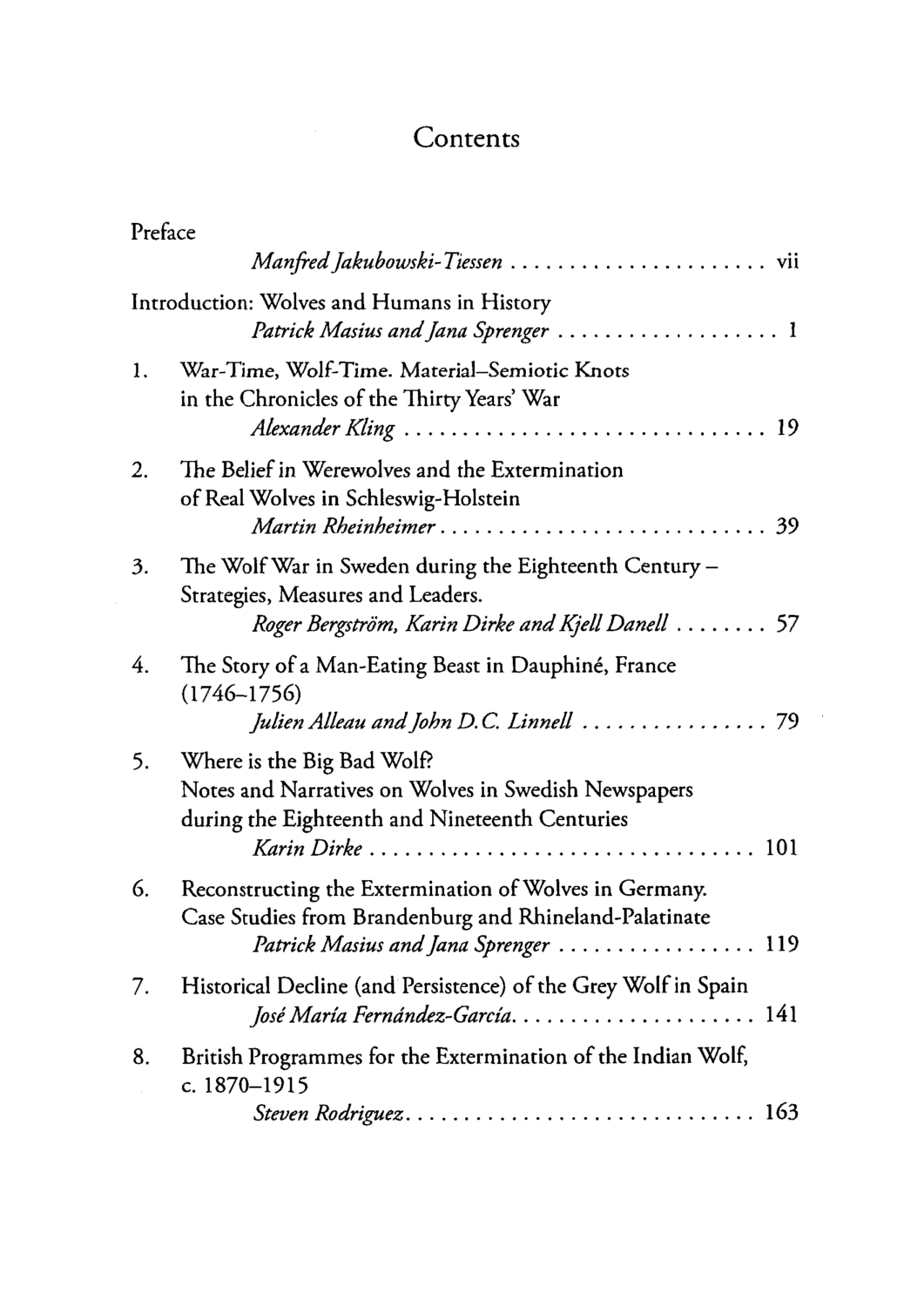# Contents

Preface

*Manfred Jakubowski-Tiessen* .................... vii

Introduction: Wolves and Humans in History

*Patrick Masius and Jana Sprenger* .................. 1

1. War-Time, Wolf-Time. Material–Semiotic Knots in the Chronicles of the Thirty Years' War

   *Alexander Kling* .............................. 19

2. The Belief in Werewolves and the Extermination of Real Wolves in Schleswig-Holstein

   *Martin Rheinheimer* ........................... 39

3. The Wolf War in Sweden during the Eighteenth Century – Strategies, Measures and Leaders.

   *Roger Bergström, Karin Dirke and Kjell Danell* ........ 57

4. The Story of a Man-Eating Beast in Dauphiné, France (1746–1756)

   *Julien Alleau and John D.C. Linnell* ............... 79

5. Where is the Big Bad Wolf? Notes and Narratives on Wolves in Swedish Newspapers during the Eighteenth and Nineteenth Centuries

   *Karin Dirke* ................................. 101

6. Reconstructing the Extermination of Wolves in Germany. Case Studies from Brandenburg and Rhineland-Palatinate

   *Patrick Masius and Jana Sprenger* ................ 119

7. Historical Decline (and Persistence) of the Grey Wolf in Spain

   *José María Fernández-García*.................... 141

8. British Programmes for the Extermination of the Indian Wolf, c. 1870–1915

   *Steven Rodriguez*............................ 163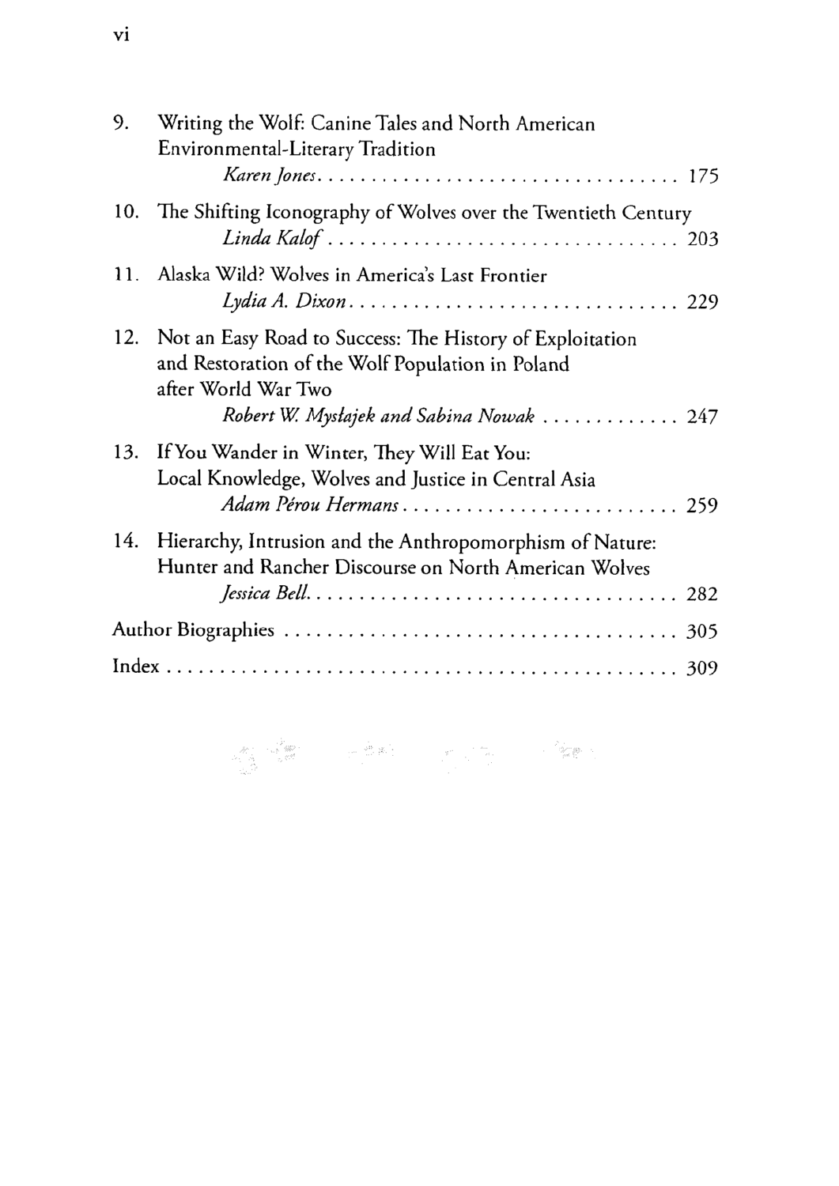9. Writing the Wolf: Canine Tales and North American Environmental-Literary Tradition
   *Karen Jones* .................................. 175

10. The Shifting Iconography of Wolves over the Twentieth Century
    *Linda Kalof* .................................. 203

11. Alaska Wild? Wolves in America's Last Frontier
    *Lydia A. Dixon* ............................... 229

12. Not an Easy Road to Success: The History of Exploitation and Restoration of the Wolf Population in Poland after World War Two
    *Robert W. Mysłajek and Sabina Nowak* ............. 247

13. If You Wander in Winter, They Will Eat You: Local Knowledge, Wolves and Justice in Central Asia
    *Adam Pérou Hermans* .......................... 259

14. Hierarchy, Intrusion and the Anthropomorphism of Nature: Hunter and Rancher Discourse on North American Wolves
    *Jessica Bell* .................................. 282

Author Biographies ...................................... 305

Index ................................................. 309